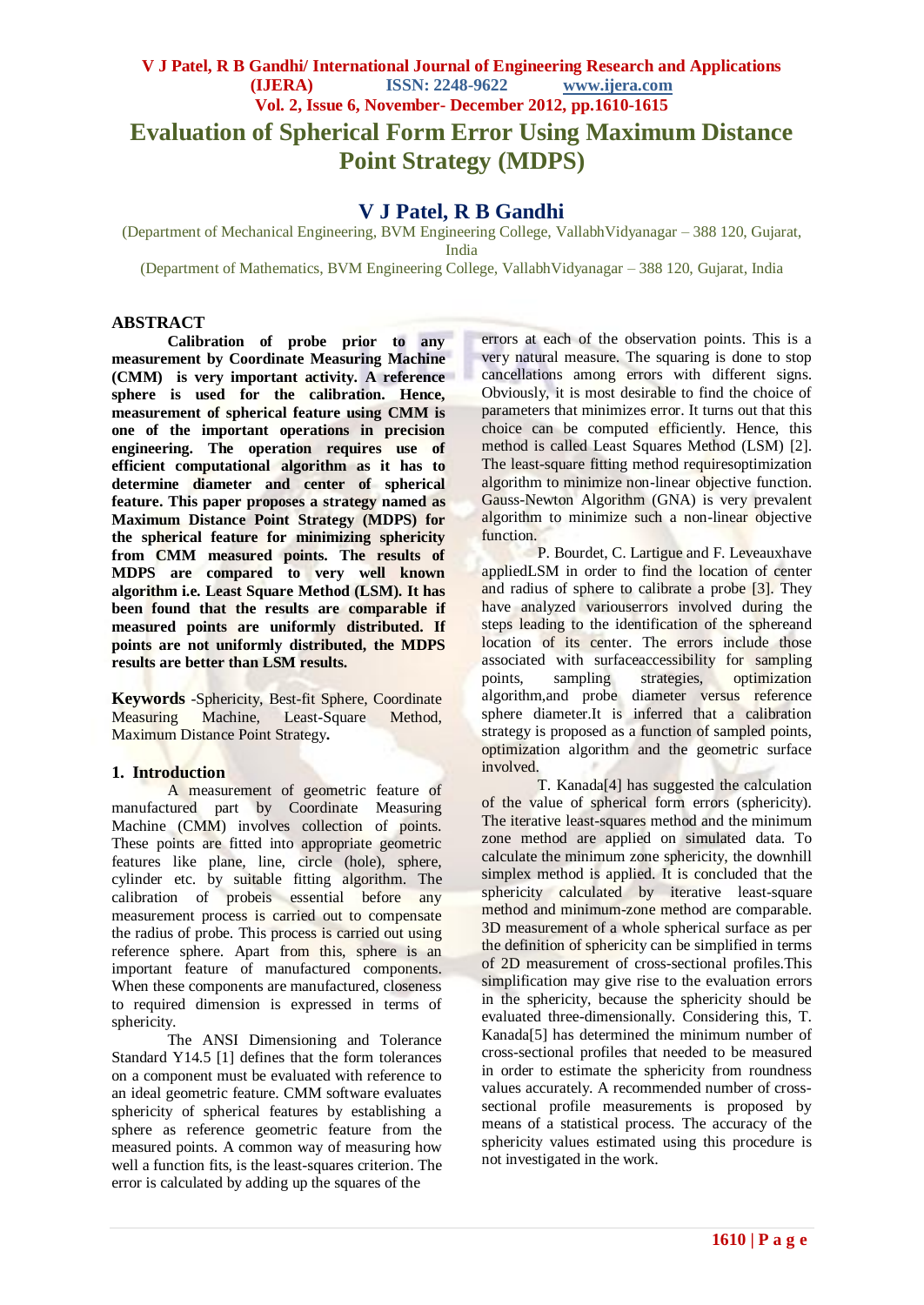# Evaluation of Spherical Form Error Using Maximum Distance Point Strategy (MDPS)

## V J Patel, R B Gandhi

(Department of Mechanical Engineering, BVM Engineering College, VallabhVidyanagar – 388 120, Gujarat, India

(Department of Mathematics, BVM Engineering College, VallabhVidyanagar – 388 120, Gujarat, India

## ABSTRACT

**Calibration of probe prior to any measurement by Coordinate Measuring Machine (CMM) is very important activity. A reference sphere is used for the calibration. Hence, measurement of spherical feature using CMM is one of the important operations in precision engineering. The operation requires use of efficient computational algorithm as it has to determine diameter and center of spherical feature. This paper proposes a strategy named as Maximum Distance Point Strategy (MDPS) for the spherical feature for minimizing sphericity from CMM measured points. The results of MDPS are compared to very well known algorithm i.e. Least Square Method (LSM). It has been found that the results are comparable if measured points are uniformly distributed. If points are not uniformly distributed, the MDPS results are better than LSM results.**

**Keywords** -Sphericity, Best-fit Sphere, Coordinate Measuring Machine, Least-Square Method, Maximum Distance Point Strategy**.**

## 1. Introduction

A measurement of geometric feature of manufactured part by Coordinate Measuring Machine (CMM) involves collection of points. These points are fitted into appropriate geometric features like plane, line, circle (hole), sphere, cylinder etc. by suitable fitting algorithm. The calibration of probeis essential before any measurement process is carried out to compensate the radius of probe. This process is carried out using reference sphere. Apart from this, sphere is an important feature of manufactured components. When these components are manufactured, closeness to required dimension is expressed in terms of sphericity.

The ANSI Dimensioning and Tolerance Standard Y14.5 [1] defines that the form tolerances on a component must be evaluated with reference to an ideal geometric feature. CMM software evaluates sphericity of spherical features by establishing a sphere as reference geometric feature from the measured points. A common way of measuring how well a function fits, is the least-squares criterion. The error is calculated by adding up the squares of the errors at each of the observation points. This is a very natural measure. The squaring is done to stop cancellations among errors with different signs. Obviously, it is most desirable to find the choice of parameters that minimizes error. It turns out that this choice can be computed efficiently. Hence, this method is called Least Squares Method (LSM) [2]. The least-square fitting method requiresoptimization algorithm to minimize non-linear objective function. Gauss-Newton Algorithm (GNA) is very prevalent algorithm to minimize such a non-linear objective function.

P. Bourdet, C. Lartigue and F. Leveauxhave appliedLSM in order to find the location of center and radius of sphere to calibrate a probe [3]. They have analyzed variouserrors involved during the steps leading to the identification of the sphereand location of its center. The errors include those associated with surfaceaccessibility for sampling points, sampling strategies, optimization algorithm,and probe diameter versus reference sphere diameter.It is inferred that a calibration strategy is proposed as a function of sampled points, optimization algorithm and the geometric surface involved.

T. Kanada[4] has suggested the calculation of the value of spherical form errors (sphericity). The iterative least-squares method and the minimum zone method are applied on simulated data. To calculate the minimum zone sphericity, the downhill simplex method is applied. It is concluded that the sphericity calculated by iterative least-square method and minimum-zone method are comparable. 3D measurement of a whole spherical surface as per the definition of sphericity can be simplified in terms of 2D measurement of cross-sectional profiles.This simplification may give rise to the evaluation errors in the sphericity, because the sphericity should be evaluated three-dimensionally. Considering this, T. Kanada[5] has determined the minimum number of cross-sectional profiles that needed to be measured in order to estimate the sphericity from roundness values accurately. A recommended number of cross-sectional profile measurements is proposed by means of a statistical process. The accuracy of the sphericity values estimated using this procedure is not investigated in the work.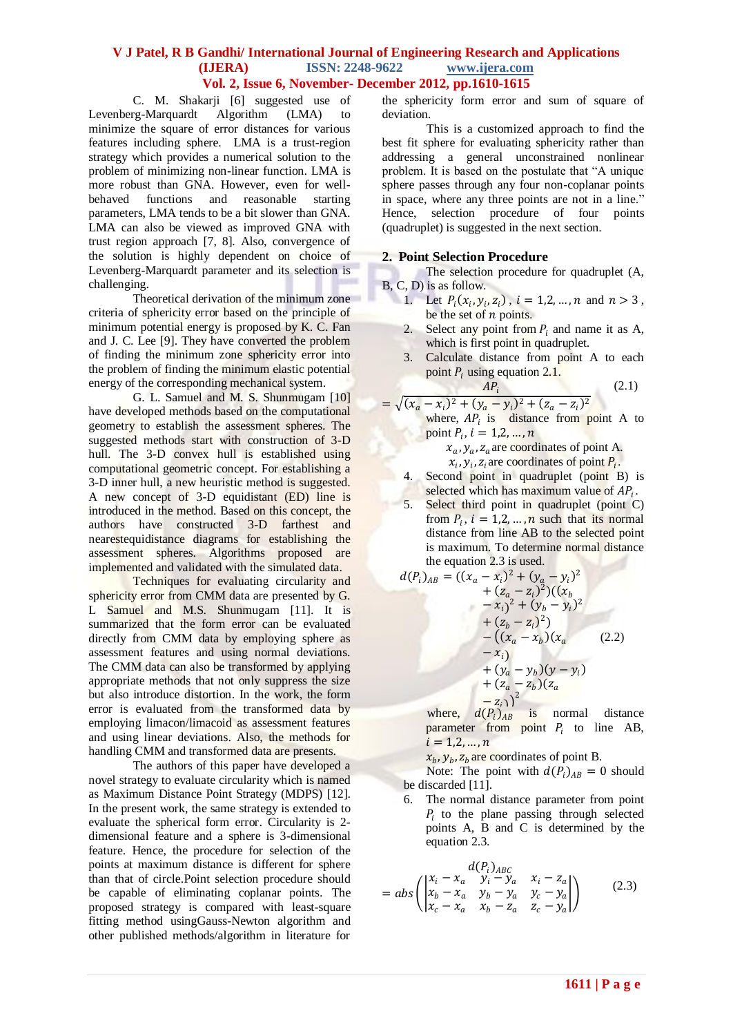C. M. Shakarji [6] suggested use of Levenberg-Marquardt Algorithm (LMA) to minimize the square of error distances for various features including sphere. LMA is a trust-region strategy which provides a numerical solution to the problem of minimizing non-linear function. LMA is more robust than GNA. However, even for well-behaved functions and reasonable starting parameters, LMA tends to be a bit slower than GNA. LMA can also be viewed as improved GNA with trust region approach [7, 8]. Also, convergence of the solution is highly dependent on choice of Levenberg-Marquardt parameter and its selection is challenging.

Theoretical derivation of the minimum zone criteria of sphericity error based on the principle of minimum potential energy is proposed by K. C. Fan and J. C. Lee [9]. They have converted the problem of finding the minimum zone sphericity error into the problem of finding the minimum elastic potential energy of the corresponding mechanical system.

G. L. Samuel and M. S. Shunmugam [10] have developed methods based on the computational geometry to establish the assessment spheres. The suggested methods start with construction of 3-D hull. The 3-D convex hull is established using computational geometric concept. For establishing a 3-D inner hull, a new heuristic method is suggested. A new concept of 3-D equidistant (ED) line is introduced in the method. Based on this concept, the authors have constructed 3-D farthest and nearestequidistance diagrams for establishing the assessment spheres. Algorithms proposed are implemented and validated with the simulated data.

Techniques for evaluating circularity and sphericity error from CMM data are presented by G. L Samuel and M.S. Shunmugam [11]. It is summarized that the form error can be evaluated directly from CMM data by employing sphere as assessment features and using normal deviations. The CMM data can also be transformed by applying appropriate methods that not only suppress the size but also introduce distortion. In the work, the form error is evaluated from the transformed data by employing limacon/limacoid as assessment features and using linear deviations. Also, the methods for handling CMM and transformed data are presents.

The authors of this paper have developed a novel strategy to evaluate circularity which is named as Maximum Distance Point Strategy (MDPS) [12]. In the present work, the same strategy is extended to evaluate the spherical form error. Circularity is 2-dimensional feature and a sphere is 3-dimensional feature. Hence, the procedure for selection of the points at maximum distance is different for sphere than that of circle.Point selection procedure should be capable of eliminating coplanar points. The proposed strategy is compared with least-square fitting method usingGauss-Newton algorithm and other published methods/algorithm in literature for the sphericity form error and sum of square of deviation.

This is a customized approach to find the best fit sphere for evaluating sphericity rather than addressing a general unconstrained nonlinear problem. It is based on the postulate that "A unique sphere passes through any four non-coplanar points in space, where any three points are not in a line." Hence, selection procedure of four points (quadruplet) is suggested in the next section.

## 2. Point Selection Procedure

The selection procedure for quadruplet (A, B, C, D) is as follow.

1. Let $P_i(x_i, y_i, z_i)$ , $i = 1,2,\dots,n$ and $n > 3$ , be the set of $n$ points.
2. Select any point from $P_i$ and name it as A, which is first point in quadruplet.
3. Calculate distance from point A to each point $P_i$ using equation 2.1.

$$AP_i = \sqrt{(x_a - x_i)^2 + (y_a - y_i)^2 + (z_a - z_i)^2} \quad (2.1)$$

   where, $AP_i$ is distance from point A to point $P_i$, $i = 1,2,\dots,n$
   
   $x_a, y_a, z_a$ are coordinates of point A.
   
   $x_i, y_i, z_i$ are coordinates of point $P_i$.

4. Second point in quadruplet (point B) is selected which has maximum value of $AP_i$.
5. Select third point in quadruplet (point C) from $P_i$, $i = 1,2,\dots,n$ such that its normal distance from line AB to the selected point is maximum. To determine normal distance the equation 2.3 is used.

$$d(P_i)_{AB} = ((x_a - x_i)^2 + (y_a - y_i)^2 + (z_a - z_i)^2)((x_b - x_i)^2 + (y_b - y_i)^2 + (z_b - z_i)^2) - \left((x_a - x_b)(x_a - x_i) + (y_a - y_b)(y - y_i) + (z_a - z_b)(z_a - z_i)\right)^2 \quad (2.2)$$

   where, $d(P_i)_{AB}$ is normal distance parameter from point $P_i$ to line AB, $i = 1,2,\dots,n$
   
   $x_b, y_b, z_b$ are coordinates of point B.
   
   Note: The point with $d(P_i)_{AB} = 0$ should be discarded [11].

6. The normal distance parameter from point $P_i$ to the plane passing through selected points A, B and C is determined by the equation 2.3.

$$d(P_i)_{ABC} = abs\left(\begin{vmatrix} x_i - x_a & y_i - y_a & x_i - z_a \\ x_b - x_a & y_b - y_a & y_c - y_a \\ x_c - x_a & x_b - z_a & z_c - y_a \end{vmatrix}\right) \quad (2.3)$$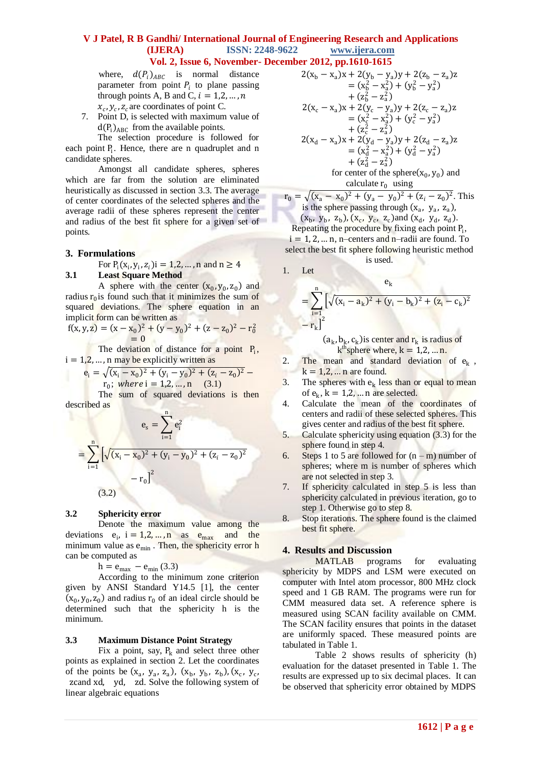where, $d(P_i)_{ABC}$ is normal distance parameter from point $P_i$ to plane passing through points A, B and C, $i = 1,2, \ldots, n$

$x_c, y_c, z_c$ are coordinates of point C.

7. Point D, is selected with maximum value of $d(P_i)_{ABC}$ from the available points.

The selection procedure is followed for each point $P_i$. Hence, there are n quadruplet and n candidate spheres.

Amongst all candidate spheres, spheres which are far from the solution are eliminated heuristically as discussed in section 3.3. The average of center coordinates of the selected spheres and the average radii of these spheres represent the center and radius of the best fit sphere for a given set of points.

## 3. Formulations

For $P_i(x_i, y_i, z_i) i = 1,2, \ldots, n$ and $n \geq 4$

### 3.1 Least Square Method

A sphere with the center $(x_0, y_0, z_0)$ and radius $r_0$ is found such that it minimizes the sum of squared deviations. The sphere equation in an implicit form can be written as

$$f(x, y, z) = (x - x_0)^2 + (y - y_0)^2 + (z - z_0)^2 - r_0^2 = 0$$

The deviation of distance for a point $P_i$, $i = 1,2, \ldots, n$ may be explicitly written as

$$e_i = \sqrt{(x_i - x_0)^2 + (y_i - y_0)^2 + (z_i - z_0)^2} - r_0; \; where\; i = 1,2, \ldots, n \qquad (3.1)$$

The sum of squared deviations is then described as

$$e_s = \sum_{i=1}^{n} e_i^2 = \sum_{i=1}^{n} \left[ \sqrt{(x_i - x_0)^2 + (y_i - y_0)^2 + (z_i - z_0)^2} - r_0 \right]^2 \qquad (3.2)$$

### 3.2 Sphericity error

Denote the maximum value among the deviations $e_i$, $i = 1,2, \ldots, n$ as $e_{max}$ and the minimum value as $e_{min}$. Then, the sphericity error h can be computed as

$$h = e_{max} - e_{min} \qquad (3.3)$$

According to the minimum zone criterion given by ANSI Standard Y14.5 [1], the center $(x_0, y_0, z_0)$ and radius $r_0$ of an ideal circle should be determined such that the sphericity h is the minimum.

### 3.3 Maximum Distance Point Strategy

Fix a point, say, $P_k$ and select three other points as explained in section 2. Let the coordinates of the points be $(x_a, y_a, z_a)$, $(x_b, y_b, z_b)$, $(x_c, y_c,$ zcand xd, yd, zd. Solve the following system of linear algebraic equations

$$2(x_b - x_a)x + 2(y_b - y_a)y + 2(z_b - z_a)z = (x_b^2 - x_a^2) + (y_b^2 - y_a^2) + (z_b^2 - z_a^2)$$

$$2(x_c - x_a)x + 2(y_c - y_a)y + 2(z_c - z_a)z = (x_c^2 - x_a^2) + (y_c^2 - y_a^2) + (z_c^2 - z_a^2)$$

$$2(x_d - x_a)x + 2(y_d - y_a)y + 2(z_d - z_a)z = (x_d^2 - x_a^2) + (y_d^2 - y_a^2) + (z_d^2 - z_a^2)$$

for center of the sphere$(x_0, y_0)$ and calculate $r_0$ using

$r_0 = \sqrt{(x_a - x_0)^2 + (y_a - y_0)^2 + (z_a - z_0)^2}$. This is the sphere passing through $(x_a, y_a, z_a)$, $(x_b, y_b, z_b)$, $(x_c, y_c, z_c)$and $(x_d, y_d, z_d)$.

Repeating the procedure by fixing each point $P_i$, $i = 1, 2, \ldots n$, n–centers and n–radii are found. To select the best fit sphere following heuristic method is used.

1. Let
$$e_k = \sum_{i=1}^{n} \left[ \sqrt{(x_i - a_k)^2 + (y_i - b_k)^2 + (z_i - c_k)^2} - r_k \right]^2$$
$(a_k, b_k, c_k)$is center and $r_k$ is radius of $k^{th}$sphere where, $k = 1,2, \ldots n$.
2. The mean and standard deviation of $e_k$, $k = 1,2, \ldots n$ are found.
3. The spheres with $e_k$ less than or equal to mean of $e_k$, $k = 1,2, \ldots n$ are selected.
4. Calculate the mean of the coordinates of centers and radii of these selected spheres. This gives center and radius of the best fit sphere.
5. Calculate sphericity using equation (3.3) for the sphere found in step 4.
6. Steps 1 to 5 are followed for (n – m) number of spheres; where m is number of spheres which are not selected in step 3.
7. If sphericity calculated in step 5 is less than sphericity calculated in previous iteration, go to step 1. Otherwise go to step 8.
8. Stop iterations. The sphere found is the claimed best fit sphere.

## 4. Results and Discussion

MATLAB programs for evaluating sphericity by MDPS and LSM were executed on computer with Intel atom processor, 800 MHz clock speed and 1 GB RAM. The programs were run for CMM measured data set. A reference sphere is measured using SCAN facility available on CMM. The SCAN facility ensures that points in the dataset are uniformly spaced. These measured points are tabulated in Table 1.

Table 2 shows results of sphericity (h) evaluation for the dataset presented in Table 1. The results are expressed up to six decimal places. It can be observed that sphericity error obtained by MDPS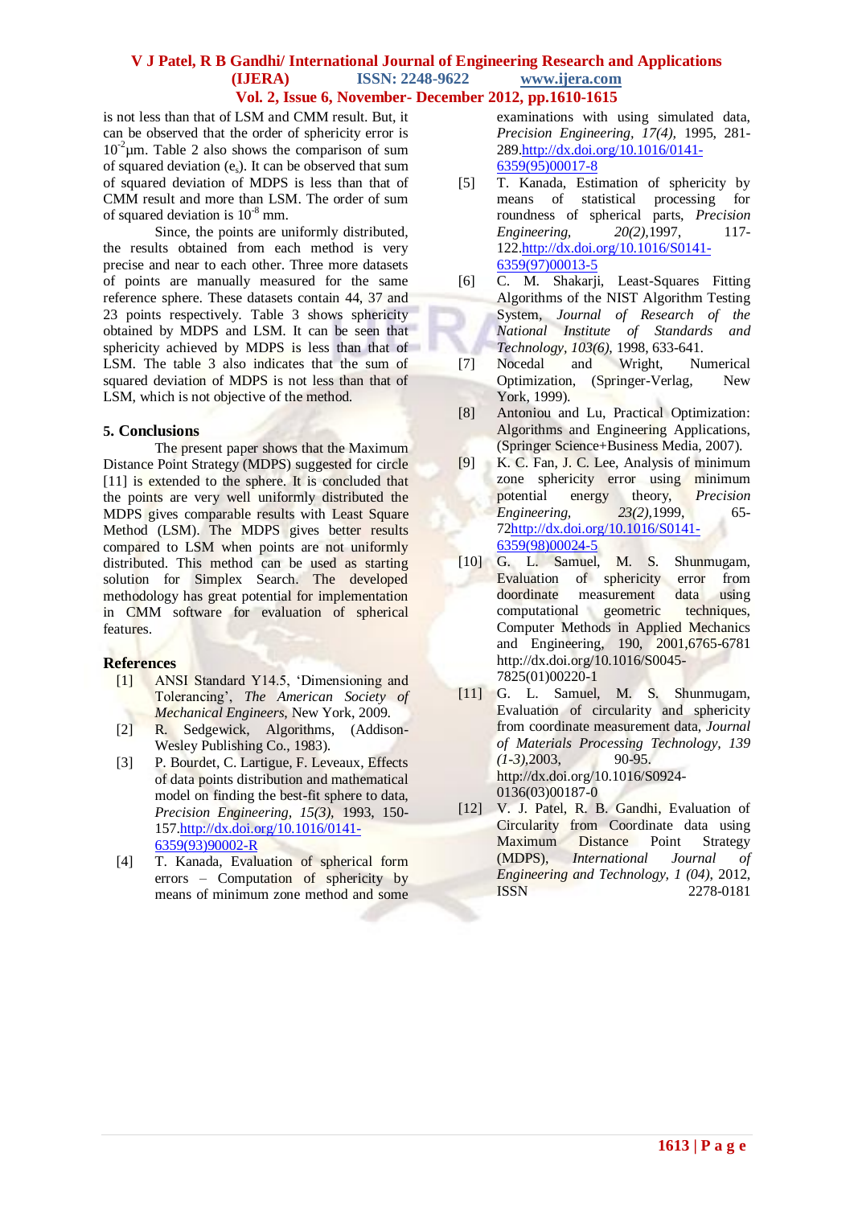is not less than that of LSM and CMM result. But, it can be observed that the order of sphericity error is $10^{-2}$µm. Table 2 also shows the comparison of sum of squared deviation ($e_s$). It can be observed that sum of squared deviation of MDPS is less than that of CMM result and more than LSM. The order of sum of squared deviation is $10^{-8}$ mm.

Since, the points are uniformly distributed, the results obtained from each method is very precise and near to each other. Three more datasets of points are manually measured for the same reference sphere. These datasets contain 44, 37 and 23 points respectively. Table 3 shows sphericity obtained by MDPS and LSM. It can be seen that sphericity achieved by MDPS is less than that of LSM. The table 3 also indicates that the sum of squared deviation of MDPS is not less than that of LSM, which is not objective of the method.

## 5. Conclusions

The present paper shows that the Maximum Distance Point Strategy (MDPS) suggested for circle [11] is extended to the sphere. It is concluded that the points are very well uniformly distributed the MDPS gives comparable results with Least Square Method (LSM). The MDPS gives better results compared to LSM when points are not uniformly distributed. This method can be used as starting solution for Simplex Search. The developed methodology has great potential for implementation in CMM software for evaluation of spherical features.

## References

[1] ANSI Standard Y14.5, 'Dimensioning and Tolerancing', *The American Society of Mechanical Engineers*, New York, 2009.

[2] R. Sedgewick, Algorithms, (Addison-Wesley Publishing Co., 1983).

[3] P. Bourdet, C. Lartigue, F. Leveaux, Effects of data points distribution and mathematical model on finding the best-fit sphere to data, *Precision Engineering, 15(3),* 1993, 150-157.http://dx.doi.org/10.1016/0141-6359(93)90002-R

[4] T. Kanada, Evaluation of spherical form errors – Computation of sphericity by means of minimum zone method and some examinations with using simulated data, *Precision Engineering, 17(4),* 1995, 281-289.http://dx.doi.org/10.1016/0141-6359(95)00017-8

[5] T. Kanada, Estimation of sphericity by means of statistical processing for roundness of spherical parts, *Precision Engineering, 20(2),*1997, 117-122.http://dx.doi.org/10.1016/S0141-6359(97)00013-5

[6] C. M. Shakarji, Least-Squares Fitting Algorithms of the NIST Algorithm Testing System, *Journal of Research of the National Institute of Standards and Technology, 103(6),* 1998, 633-641.

[7] Nocedal and Wright, Numerical Optimization, (Springer-Verlag, New York, 1999).

[8] Antoniou and Lu, Practical Optimization: Algorithms and Engineering Applications, (Springer Science+Business Media, 2007).

[9] K. C. Fan, J. C. Lee, Analysis of minimum zone sphericity error using minimum potential energy theory, *Precision Engineering, 23(2),*1999, 65-72http://dx.doi.org/10.1016/S0141-6359(98)00024-5

[10] G. L. Samuel, M. S. Shunmugam, Evaluation of sphericity error from doordinate measurement data using computational geometric techniques, Computer Methods in Applied Mechanics and Engineering, 190, 2001,6765-6781 http://dx.doi.org/10.1016/S0045-7825(01)00220-1

[11] G. L. Samuel, M. S. Shunmugam, Evaluation of circularity and sphericity from coordinate measurement data, *Journal of Materials Processing Technology, 139 (1-3),*2003, 90-95. http://dx.doi.org/10.1016/S0924-0136(03)00187-0

[12] V. J. Patel, R. B. Gandhi, Evaluation of Circularity from Coordinate data using Maximum Distance Point Strategy (MDPS), *International Journal of Engineering and Technology, 1 (04),* 2012, ISSN 2278-0181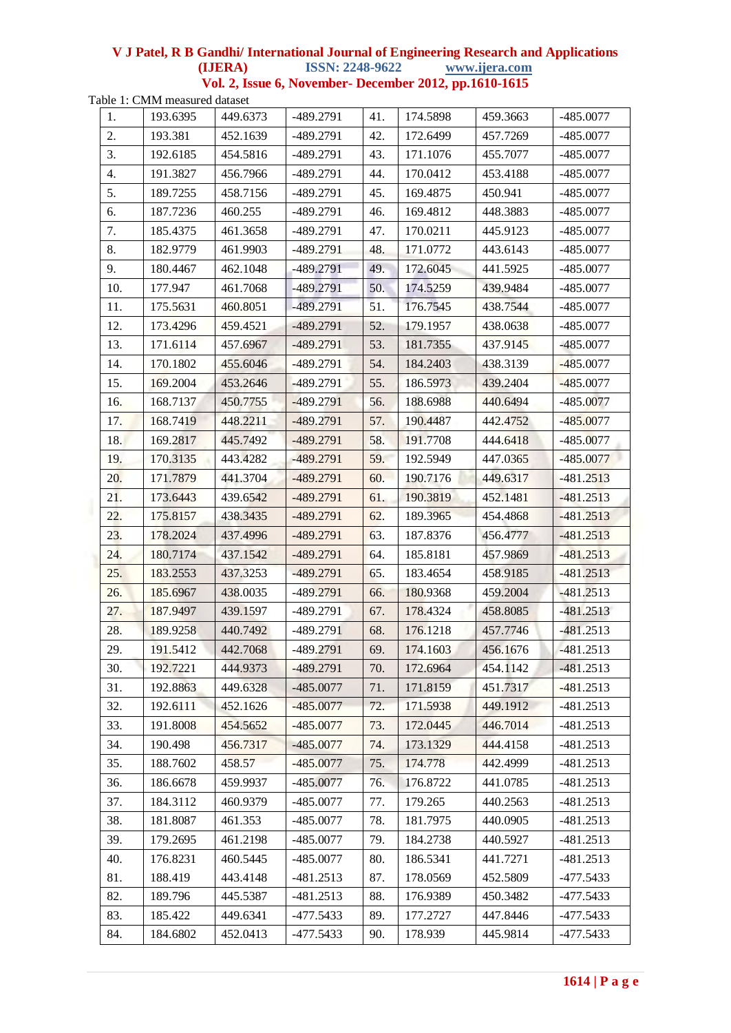Table 1: CMM measured dataset

| | | | | | | | |
|---|---|---|---|---|---|---|---|
| 1. | 193.6395 | 449.6373 | -489.2791 | 41. | 174.5898 | 459.3663 | -485.0077 |
| 2. | 193.381 | 452.1639 | -489.2791 | 42. | 172.6499 | 457.7269 | -485.0077 |
| 3. | 192.6185 | 454.5816 | -489.2791 | 43. | 171.1076 | 455.7077 | -485.0077 |
| 4. | 191.3827 | 456.7966 | -489.2791 | 44. | 170.0412 | 453.4188 | -485.0077 |
| 5. | 189.7255 | 458.7156 | -489.2791 | 45. | 169.4875 | 450.941 | -485.0077 |
| 6. | 187.7236 | 460.255 | -489.2791 | 46. | 169.4812 | 448.3883 | -485.0077 |
| 7. | 185.4375 | 461.3658 | -489.2791 | 47. | 170.0211 | 445.9123 | -485.0077 |
| 8. | 182.9779 | 461.9903 | -489.2791 | 48. | 171.0772 | 443.6143 | -485.0077 |
| 9. | 180.4467 | 462.1048 | -489.2791 | 49. | 172.6045 | 441.5925 | -485.0077 |
| 10. | 177.947 | 461.7068 | -489.2791 | 50. | 174.5259 | 439.9484 | -485.0077 |
| 11. | 175.5631 | 460.8051 | -489.2791 | 51. | 176.7545 | 438.7544 | -485.0077 |
| 12. | 173.4296 | 459.4521 | -489.2791 | 52. | 179.1957 | 438.0638 | -485.0077 |
| 13. | 171.6114 | 457.6967 | -489.2791 | 53. | 181.7355 | 437.9145 | -485.0077 |
| 14. | 170.1802 | 455.6046 | -489.2791 | 54. | 184.2403 | 438.3139 | -485.0077 |
| 15. | 169.2004 | 453.2646 | -489.2791 | 55. | 186.5973 | 439.2404 | -485.0077 |
| 16. | 168.7137 | 450.7755 | -489.2791 | 56. | 188.6988 | 440.6494 | -485.0077 |
| 17. | 168.7419 | 448.2211 | -489.2791 | 57. | 190.4487 | 442.4752 | -485.0077 |
| 18. | 169.2817 | 445.7492 | -489.2791 | 58. | 191.7708 | 444.6418 | -485.0077 |
| 19. | 170.3135 | 443.4282 | -489.2791 | 59. | 192.5949 | 447.0365 | -485.0077 |
| 20. | 171.7879 | 441.3704 | -489.2791 | 60. | 190.7176 | 449.6317 | -481.2513 |
| 21. | 173.6443 | 439.6542 | -489.2791 | 61. | 190.3819 | 452.1481 | -481.2513 |
| 22. | 175.8157 | 438.3435 | -489.2791 | 62. | 189.3965 | 454.4868 | -481.2513 |
| 23. | 178.2024 | 437.4996 | -489.2791 | 63. | 187.8376 | 456.4777 | -481.2513 |
| 24. | 180.7174 | 437.1542 | -489.2791 | 64. | 185.8181 | 457.9869 | -481.2513 |
| 25. | 183.2553 | 437.3253 | -489.2791 | 65. | 183.4654 | 458.9185 | -481.2513 |
| 26. | 185.6967 | 438.0035 | -489.2791 | 66. | 180.9368 | 459.2004 | -481.2513 |
| 27. | 187.9497 | 439.1597 | -489.2791 | 67. | 178.4324 | 458.8085 | -481.2513 |
| 28. | 189.9258 | 440.7492 | -489.2791 | 68. | 176.1218 | 457.7746 | -481.2513 |
| 29. | 191.5412 | 442.7068 | -489.2791 | 69. | 174.1603 | 456.1676 | -481.2513 |
| 30. | 192.7221 | 444.9373 | -489.2791 | 70. | 172.6964 | 454.1142 | -481.2513 |
| 31. | 192.8863 | 449.6328 | -485.0077 | 71. | 171.8159 | 451.7317 | -481.2513 |
| 32. | 192.6111 | 452.1626 | -485.0077 | 72. | 171.5938 | 449.1912 | -481.2513 |
| 33. | 191.8008 | 454.5652 | -485.0077 | 73. | 172.0445 | 446.7014 | -481.2513 |
| 34. | 190.498 | 456.7317 | -485.0077 | 74. | 173.1329 | 444.4158 | -481.2513 |
| 35. | 188.7602 | 458.57 | -485.0077 | 75. | 174.778 | 442.4999 | -481.2513 |
| 36. | 186.6678 | 459.9937 | -485.0077 | 76. | 176.8722 | 441.0785 | -481.2513 |
| 37. | 184.3112 | 460.9379 | -485.0077 | 77. | 179.265 | 440.2563 | -481.2513 |
| 38. | 181.8087 | 461.353 | -485.0077 | 78. | 181.7975 | 440.0905 | -481.2513 |
| 39. | 179.2695 | 461.2198 | -485.0077 | 79. | 184.2738 | 440.5927 | -481.2513 |
| 40. | 176.8231 | 460.5445 | -485.0077 | 80. | 186.5341 | 441.7271 | -481.2513 |
| 81. | 188.419 | 443.4148 | -481.2513 | 87. | 178.0569 | 452.5809 | -477.5433 |
| 82. | 189.796 | 445.5387 | -481.2513 | 88. | 176.9389 | 450.3482 | -477.5433 |
| 83. | 185.422 | 449.6341 | -477.5433 | 89. | 177.2727 | 447.8446 | -477.5433 |
| 84. | 184.6802 | 452.0413 | -477.5433 | 90. | 178.939 | 445.9814 | -477.5433 |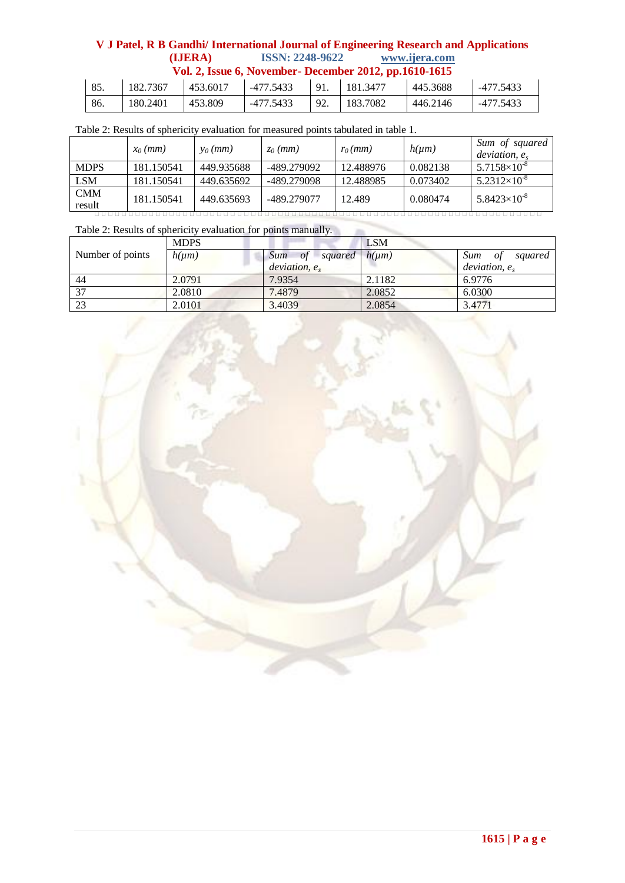| | | | | | | | |
|---|---|---|---|---|---|---|---|
| 85. | 182.7367 | 453.6017 | -477.5433 | 91. | 181.3477 | 445.3688 | -477.5433 |
| 86. | 180.2401 | 453.809 | -477.5433 | 92. | 183.7082 | 446.2146 | -477.5433 |

Table 2: Results of sphericity evaluation for measured points tabulated in table 1.

| | $x_0$ *(mm)* | $y_0$ *(mm)* | $z_0$ *(mm)* | $r_0$ *(mm)* | *h(μm)* | *Sum of squared deviation,* $e_s$ |
|---|---|---|---|---|---|---|
| MDPS | 181.150541 | 449.935688 | -489.279092 | 12.488976 | 0.082138 | $5.7158 \times 10^{-8}$ |
| LSM | 181.150541 | 449.635692 | -489.279098 | 12.488985 | 0.073402 | $5.2312 \times 10^{-8}$ |
| CMM result | 181.150541 | 449.635693 | -489.279077 | 12.489 | 0.080474 | $5.8423 \times 10^{-8}$ |

Table 2: Results of sphericity evaluation for points manually.

| Number of points | MDPS | | LSM | |
|---|---|---|---|---|
| | *h(μm)* | *Sum of squared deviation,* $e_s$ | *h(μm)* | *Sum of squared deviation,* $e_s$ |
| 44 | 2.0791 | 7.9354 | 2.1182 | 6.9776 |
| 37 | 2.0810 | 7.4879 | 2.0852 | 6.0300 |
| 23 | 2.0101 | 3.4039 | 2.0854 | 3.4771 |